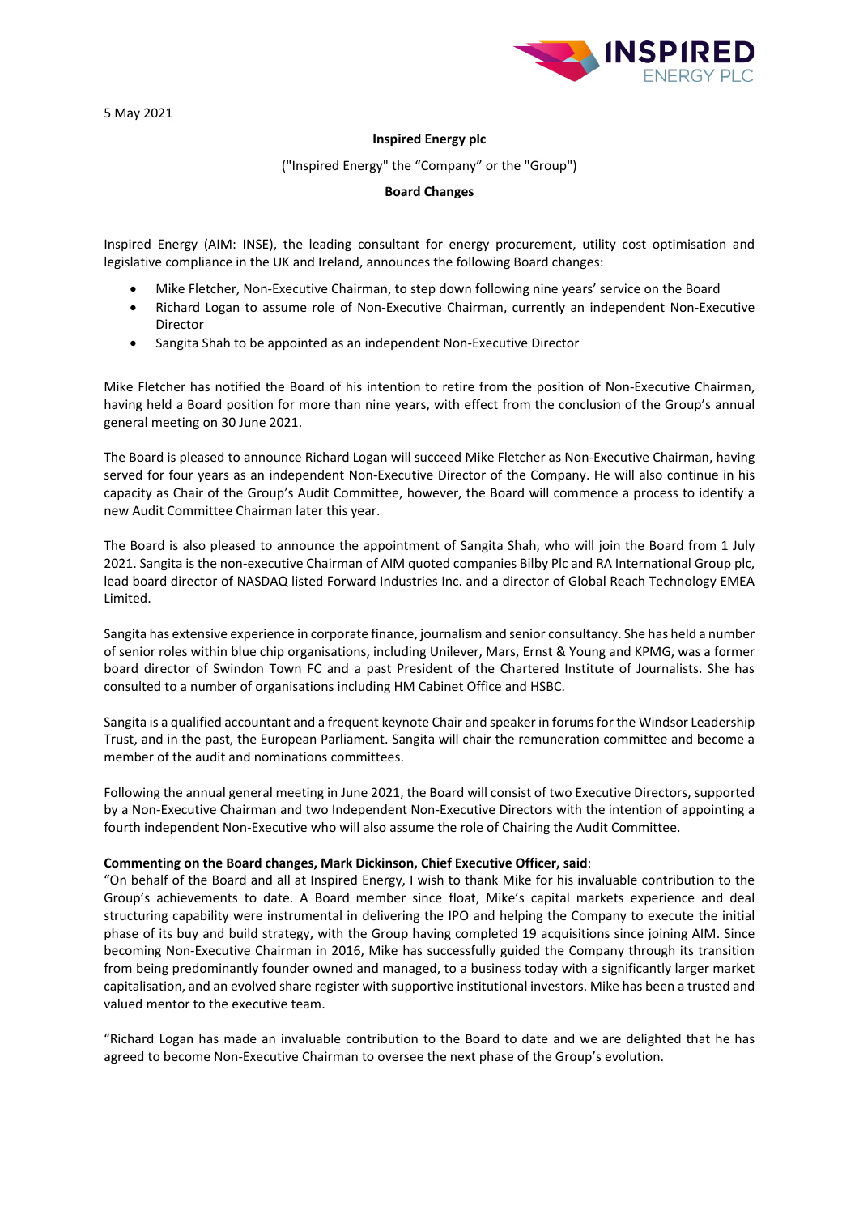5 May 2021

**Inspired Energy plc**

("Inspired Energy" the "Company" or the "Group")

**Board Changes**

Inspired Energy (AIM: INSE), the leading consultant for energy procurement, utility cost optimisation and legislative compliance in the UK and Ireland, announces the following Board changes:

- Mike Fletcher, Non-Executive Chairman, to step down following nine years' service on the Board
- Richard Logan to assume role of Non-Executive Chairman, currently an independent Non-Executive Director
- Sangita Shah to be appointed as an independent Non-Executive Director

Mike Fletcher has notified the Board of his intention to retire from the position of Non-Executive Chairman, having held a Board position for more than nine years, with effect from the conclusion of the Group's annual general meeting on 30 June 2021.

The Board is pleased to announce Richard Logan will succeed Mike Fletcher as Non-Executive Chairman, having served for four years as an independent Non-Executive Director of the Company. He will also continue in his capacity as Chair of the Group's Audit Committee, however, the Board will commence a process to identify a new Audit Committee Chairman later this year.

The Board is also pleased to announce the appointment of Sangita Shah, who will join the Board from 1 July 2021. Sangita is the non-executive Chairman of AIM quoted companies Bilby Plc and RA International Group plc, lead board director of NASDAQ listed Forward Industries Inc. and a director of Global Reach Technology EMEA Limited.

Sangita has extensive experience in corporate finance, journalism and senior consultancy. She has held a number of senior roles within blue chip organisations, including Unilever, Mars, Ernst & Young and KPMG, was a former board director of Swindon Town FC and a past President of the Chartered Institute of Journalists. She has consulted to a number of organisations including HM Cabinet Office and HSBC.

Sangita is a qualified accountant and a frequent keynote Chair and speaker in forums for the Windsor Leadership Trust, and in the past, the European Parliament. Sangita will chair the remuneration committee and become a member of the audit and nominations committees.

Following the annual general meeting in June 2021, the Board will consist of two Executive Directors, supported by a Non-Executive Chairman and two Independent Non-Executive Directors with the intention of appointing a fourth independent Non-Executive who will also assume the role of Chairing the Audit Committee.

**Commenting on the Board changes, Mark Dickinson, Chief Executive Officer, said**:

"On behalf of the Board and all at Inspired Energy, I wish to thank Mike for his invaluable contribution to the Group's achievements to date. A Board member since float, Mike's capital markets experience and deal structuring capability were instrumental in delivering the IPO and helping the Company to execute the initial phase of its buy and build strategy, with the Group having completed 19 acquisitions since joining AIM. Since becoming Non-Executive Chairman in 2016, Mike has successfully guided the Company through its transition from being predominantly founder owned and managed, to a business today with a significantly larger market capitalisation, and an evolved share register with supportive institutional investors. Mike has been a trusted and valued mentor to the executive team.

"Richard Logan has made an invaluable contribution to the Board to date and we are delighted that he has agreed to become Non-Executive Chairman to oversee the next phase of the Group's evolution.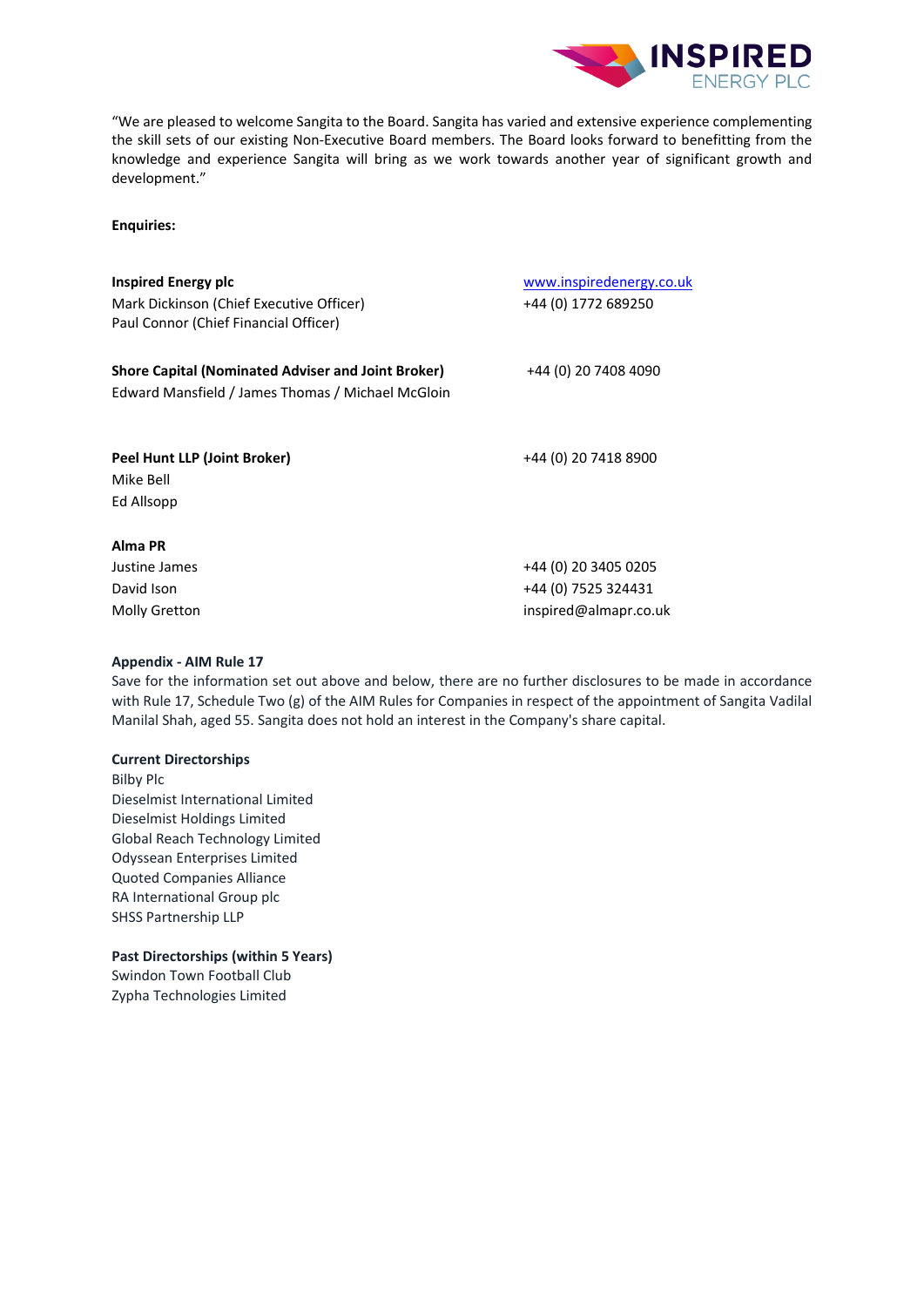"We are pleased to welcome Sangita to the Board. Sangita has varied and extensive experience complementing the skill sets of our existing Non-Executive Board members. The Board looks forward to benefitting from the knowledge and experience Sangita will bring as we work towards another year of significant growth and development."

**Enquiries:**

| | |
|---|---|
| **Inspired Energy plc** | www.inspiredenergy.co.uk |
| Mark Dickinson (Chief Executive Officer) | +44 (0) 1772 689250 |
| Paul Connor (Chief Financial Officer) | |
| | |
| **Shore Capital (Nominated Adviser and Joint Broker)** | +44 (0) 20 7408 4090 |
| Edward Mansfield / James Thomas / Michael McGloin | |
| | |
| **Peel Hunt LLP (Joint Broker)** | +44 (0) 20 7418 8900 |
| Mike Bell | |
| Ed Allsopp | |
| | |
| **Alma PR** | |
| Justine James | +44 (0) 20 3405 0205 |
| David Ison | +44 (0) 7525 324431 |
| Molly Gretton | inspired@almapr.co.uk |

**Appendix - AIM Rule 17**

Save for the information set out above and below, there are no further disclosures to be made in accordance with Rule 17, Schedule Two (g) of the AIM Rules for Companies in respect of the appointment of Sangita Vadilal Manilal Shah, aged 55. Sangita does not hold an interest in the Company's share capital.

**Current Directorships**

Bilby Plc
Dieselmist International Limited
Dieselmist Holdings Limited
Global Reach Technology Limited
Odyssean Enterprises Limited
Quoted Companies Alliance
RA International Group plc
SHSS Partnership LLP

**Past Directorships (within 5 Years)**

Swindon Town Football Club
Zypha Technologies Limited